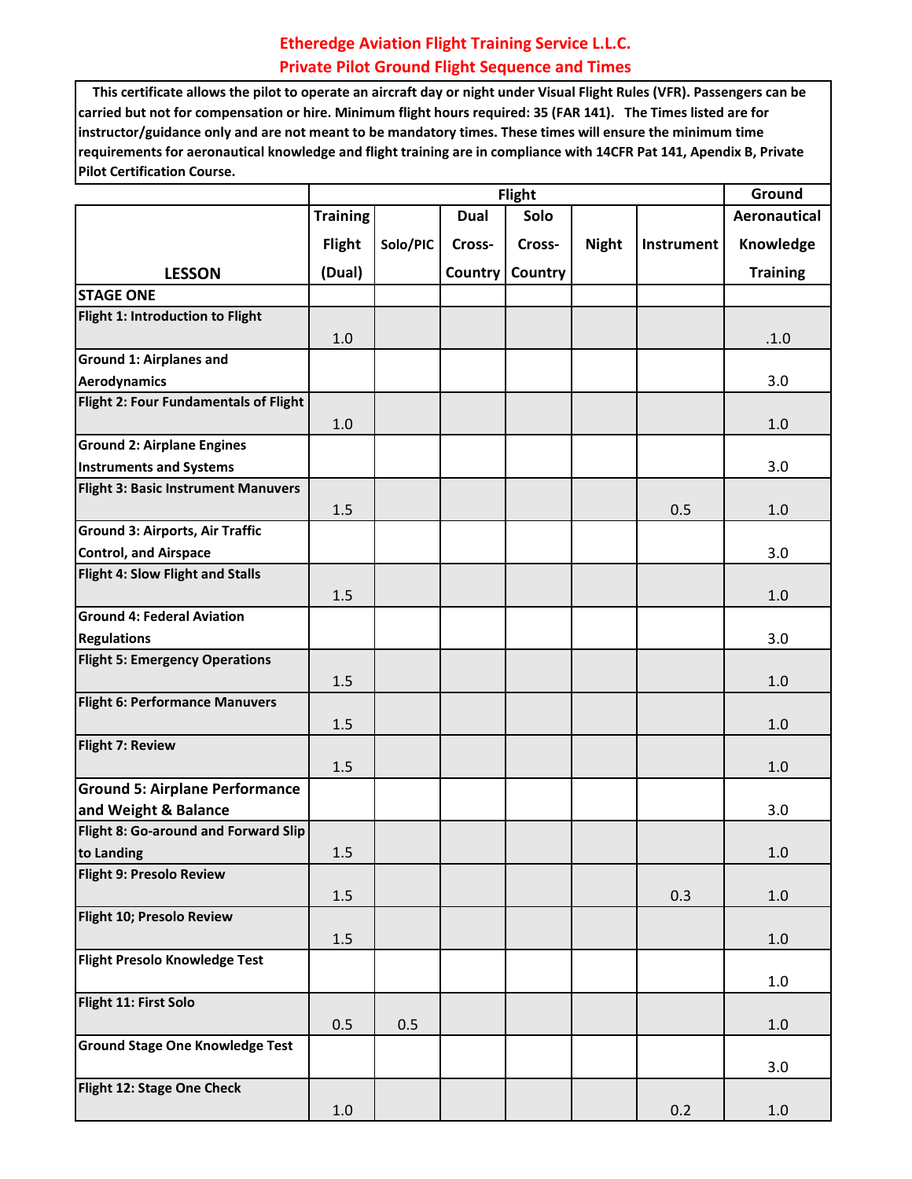**Etheredge Aviation Flight Training Service L.L.C.**
**Private Pilot Ground Flight Sequence and Times**

This certificate allows the pilot to operate an aircraft day or night under Visual Flight Rules (VFR). Passengers can be carried but not for compensation or hire. Minimum flight hours required: 35 (FAR 141). The Times listed are for instructor/guidance only and are not meant to be mandatory times. These times will ensure the minimum time requirements for aeronautical knowledge and flight training are in compliance with 14CFR Pat 141, Apendix B, Private Pilot Certification Course.

| | Flight | | | | | | Ground |
|---|---|---|---|---|---|---|---|
| LESSON | Training Flight (Dual) | Solo/PIC | Dual Cross-Country | Solo Cross-Country | Night | Instrument | Aeronautical Knowledge Training |
| **STAGE ONE** | | | | | | | |
| Flight 1: Introduction to Flight | 1.0 | | | | | | .1.0 |
| Ground 1: Airplanes and Aerodynamics | | | | | | | 3.0 |
| Flight 2: Four Fundamentals of Flight | 1.0 | | | | | | 1.0 |
| Ground 2: Airplane Engines Instruments and Systems | | | | | | | 3.0 |
| Flight 3: Basic Instrument Manuvers | 1.5 | | | | | 0.5 | 1.0 |
| Ground 3: Airports, Air Traffic Control, and Airspace | | | | | | | 3.0 |
| Flight 4: Slow Flight and Stalls | 1.5 | | | | | | 1.0 |
| Ground 4: Federal Aviation Regulations | | | | | | | 3.0 |
| Flight 5: Emergency Operations | 1.5 | | | | | | 1.0 |
| Flight 6: Performance Manuvers | 1.5 | | | | | | 1.0 |
| Flight 7: Review | 1.5 | | | | | | 1.0 |
| Ground 5: Airplane Performance and Weight & Balance | | | | | | | 3.0 |
| Flight 8: Go-around and Forward Slip to Landing | 1.5 | | | | | | 1.0 |
| Flight 9: Presolo Review | 1.5 | | | | | 0.3 | 1.0 |
| Flight 10; Presolo Review | 1.5 | | | | | | 1.0 |
| Flight Presolo Knowledge Test | | | | | | | 1.0 |
| Flight 11: First Solo | 0.5 | 0.5 | | | | | 1.0 |
| Ground Stage One Knowledge Test | | | | | | | 3.0 |
| Flight 12: Stage One Check | 1.0 | | | | | 0.2 | 1.0 |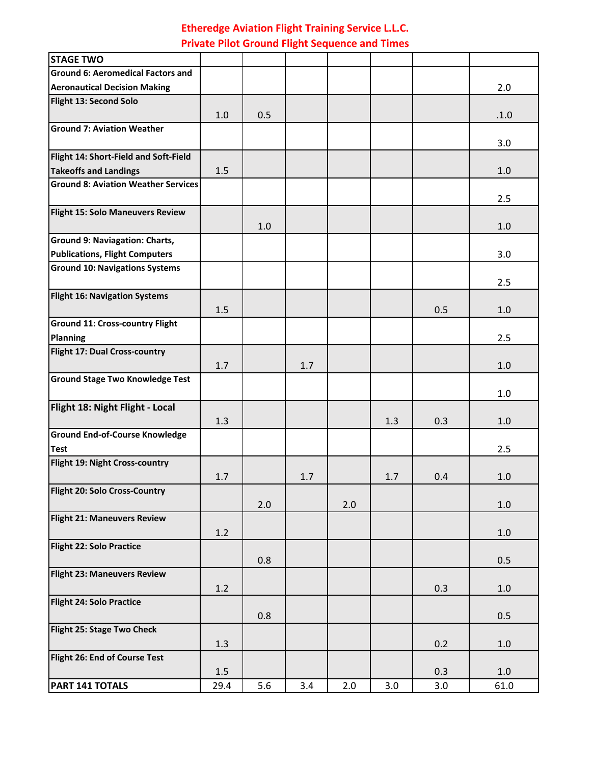**Etheredge Aviation Flight Training Service L.L.C.**
**Private Pilot Ground Flight Sequence and Times**

| | | | | | | | |
|---|---|---|---|---|---|---|---|
| **STAGE TWO** | | | | | | | |
| **Ground 6: Aeromedical Factors and Aeronautical Decision Making** | | | | | | | 2.0 |
| **Flight 13: Second Solo** | 1.0 | 0.5 | | | | | .1.0 |
| **Ground 7: Aviation Weather** | | | | | | | 3.0 |
| **Flight 14: Short-Field and Soft-Field Takeoffs and Landings** | 1.5 | | | | | | 1.0 |
| **Ground 8: Aviation Weather Services** | | | | | | | 2.5 |
| **Flight 15: Solo Maneuvers Review** | | 1.0 | | | | | 1.0 |
| **Ground 9: Naviagation: Charts, Publications, Flight Computers** | | | | | | | 3.0 |
| **Ground 10: Navigations Systems** | | | | | | | 2.5 |
| **Flight 16: Navigation Systems** | 1.5 | | | | | 0.5 | 1.0 |
| **Ground 11: Cross-country Flight Planning** | | | | | | | 2.5 |
| **Flight 17: Dual Cross-country** | 1.7 | | 1.7 | | | | 1.0 |
| **Ground Stage Two Knowledge Test** | | | | | | | 1.0 |
| **Flight 18: Night Flight - Local** | 1.3 | | | | 1.3 | 0.3 | 1.0 |
| **Ground End-of-Course Knowledge Test** | | | | | | | 2.5 |
| **Flight 19: Night Cross-country** | 1.7 | | 1.7 | | 1.7 | 0.4 | 1.0 |
| **Flight 20: Solo Cross-Country** | | 2.0 | | 2.0 | | | 1.0 |
| **Flight 21: Maneuvers Review** | 1.2 | | | | | | 1.0 |
| **Flight 22: Solo Practice** | | 0.8 | | | | | 0.5 |
| **Flight 23: Maneuvers Review** | 1.2 | | | | | 0.3 | 1.0 |
| **Flight 24: Solo Practice** | | 0.8 | | | | | 0.5 |
| **Flight 25: Stage Two Check** | 1.3 | | | | | 0.2 | 1.0 |
| **Flight 26: End of Course Test** | 1.5 | | | | | 0.3 | 1.0 |
| **PART 141 TOTALS** | 29.4 | 5.6 | 3.4 | 2.0 | 3.0 | 3.0 | 61.0 |